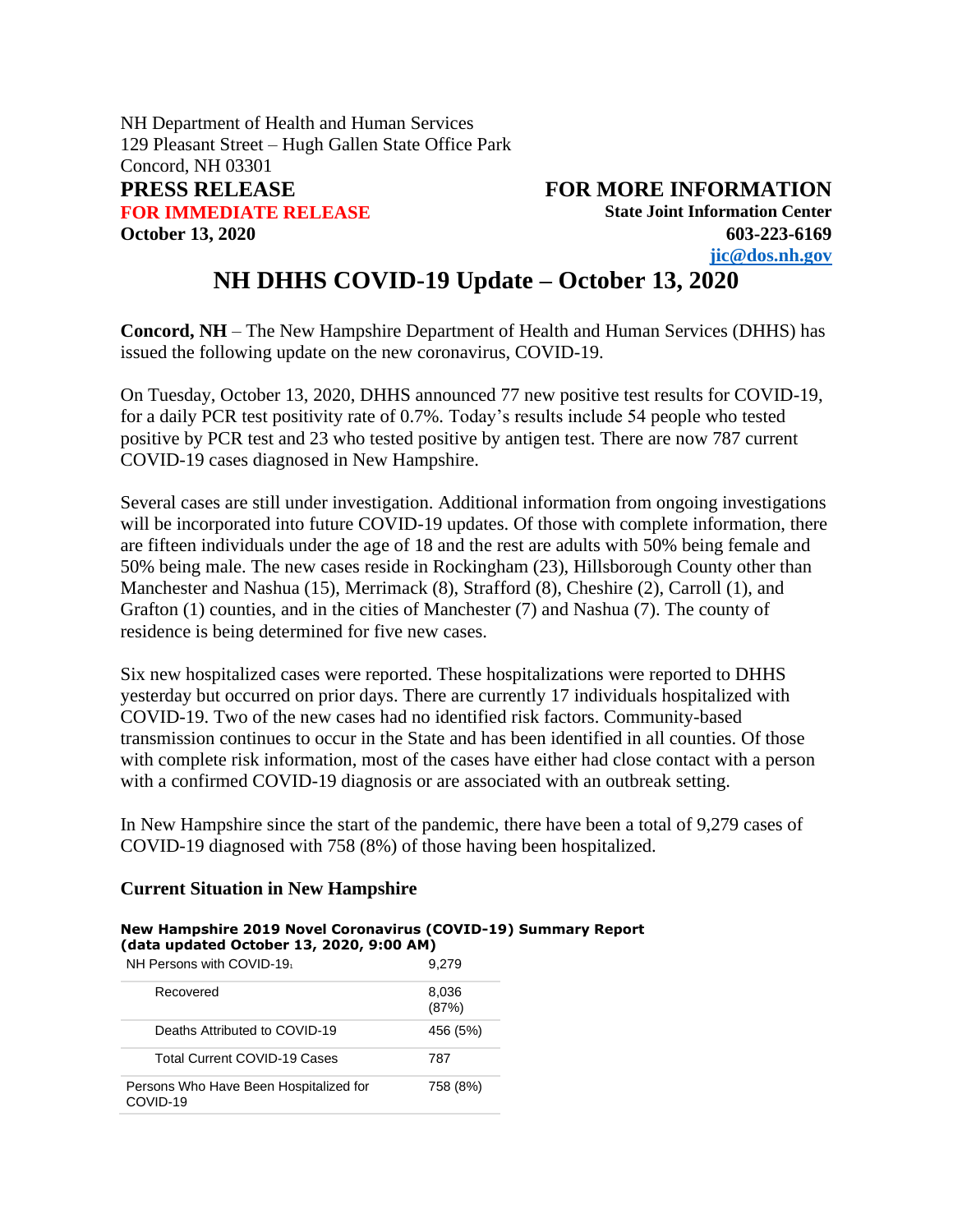NH Department of Health and Human Services
129 Pleasant Street – Hugh Gallen State Office Park
Concord, NH 03301

**PRESS RELEASE**
**FOR IMMEDIATE RELEASE**
**October 13, 2020**

**FOR MORE INFORMATION**
**State Joint Information Center**
**603-223-6169**
**jic@dos.nh.gov**

# NH DHHS COVID-19 Update – October 13, 2020

**Concord, NH** – The New Hampshire Department of Health and Human Services (DHHS) has issued the following update on the new coronavirus, COVID-19.

On Tuesday, October 13, 2020, DHHS announced 77 new positive test results for COVID-19, for a daily PCR test positivity rate of 0.7%. Today's results include 54 people who tested positive by PCR test and 23 who tested positive by antigen test. There are now 787 current COVID-19 cases diagnosed in New Hampshire.

Several cases are still under investigation. Additional information from ongoing investigations will be incorporated into future COVID-19 updates. Of those with complete information, there are fifteen individuals under the age of 18 and the rest are adults with 50% being female and 50% being male. The new cases reside in Rockingham (23), Hillsborough County other than Manchester and Nashua (15), Merrimack (8), Strafford (8), Cheshire (2), Carroll (1), and Grafton (1) counties, and in the cities of Manchester (7) and Nashua (7). The county of residence is being determined for five new cases.

Six new hospitalized cases were reported. These hospitalizations were reported to DHHS yesterday but occurred on prior days. There are currently 17 individuals hospitalized with COVID-19. Two of the new cases had no identified risk factors. Community-based transmission continues to occur in the State and has been identified in all counties. Of those with complete risk information, most of the cases have either had close contact with a person with a confirmed COVID-19 diagnosis or are associated with an outbreak setting.

In New Hampshire since the start of the pandemic, there have been a total of 9,279 cases of COVID-19 diagnosed with 758 (8%) of those having been hospitalized.

### Current Situation in New Hampshire

**New Hampshire 2019 Novel Coronavirus (COVID-19) Summary Report (data updated October 13, 2020, 9:00 AM)**

| | |
|---|---|
| NH Persons with COVID-19[1] | 9,279 |
| Recovered | 8,036 (87%) |
| Deaths Attributed to COVID-19 | 456 (5%) |
| Total Current COVID-19 Cases | 787 |
| Persons Who Have Been Hospitalized for COVID-19 | 758 (8%) |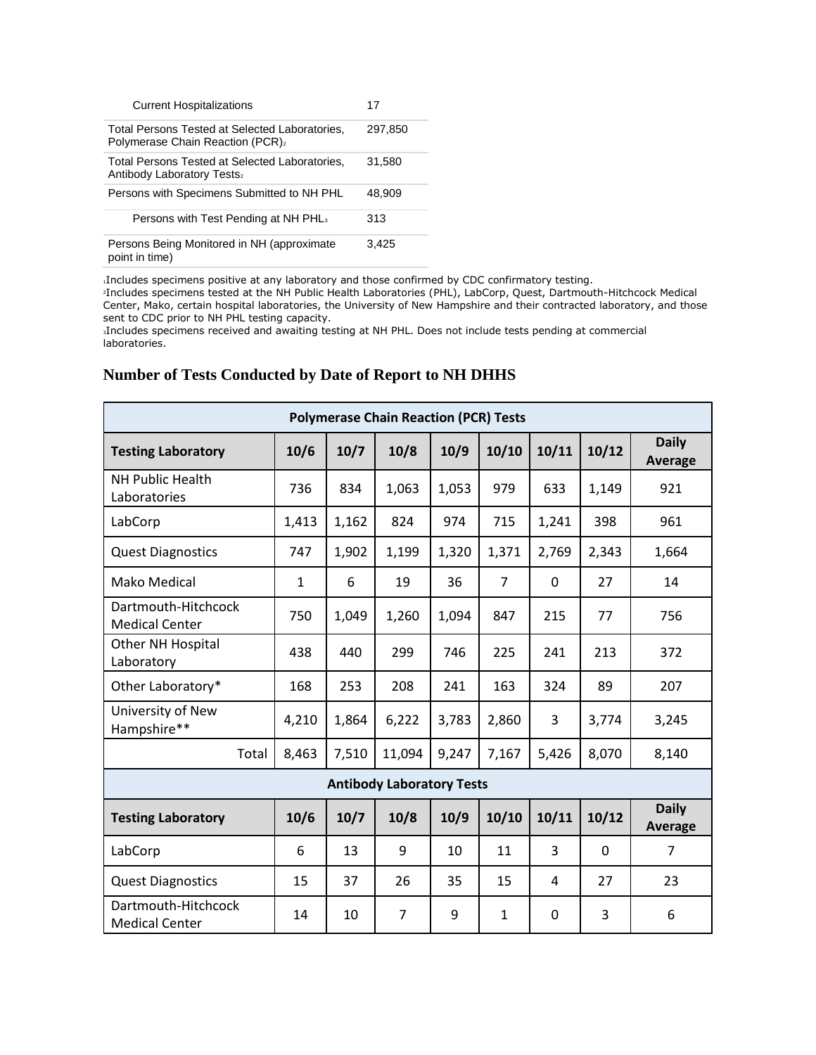| | |
|---|---|
| Current Hospitalizations | 17 |
| Total Persons Tested at Selected Laboratories, Polymerase Chain Reaction (PCR)[2] | 297,850 |
| Total Persons Tested at Selected Laboratories, Antibody Laboratory Tests[2] | 31,580 |
| Persons with Specimens Submitted to NH PHL | 48,909 |
| Persons with Test Pending at NH PHL[3] | 313 |
| Persons Being Monitored in NH (approximate point in time) | 3,425 |

[1]Includes specimens positive at any laboratory and those confirmed by CDC confirmatory testing.
[2]Includes specimens tested at the NH Public Health Laboratories (PHL), LabCorp, Quest, Dartmouth-Hitchcock Medical Center, Mako, certain hospital laboratories, the University of New Hampshire and their contracted laboratory, and those sent to CDC prior to NH PHL testing capacity.
[3]Includes specimens received and awaiting testing at NH PHL. Does not include tests pending at commercial laboratories.

## Number of Tests Conducted by Date of Report to NH DHHS

| Polymerase Chain Reaction (PCR) Tests | | | | | | | | |
|---|---|---|---|---|---|---|---|---|
| **Testing Laboratory** | **10/6** | **10/7** | **10/8** | **10/9** | **10/10** | **10/11** | **10/12** | **Daily Average** |
| NH Public Health Laboratories | 736 | 834 | 1,063 | 1,053 | 979 | 633 | 1,149 | 921 |
| LabCorp | 1,413 | 1,162 | 824 | 974 | 715 | 1,241 | 398 | 961 |
| Quest Diagnostics | 747 | 1,902 | 1,199 | 1,320 | 1,371 | 2,769 | 2,343 | 1,664 |
| Mako Medical | 1 | 6 | 19 | 36 | 7 | 0 | 27 | 14 |
| Dartmouth-Hitchcock Medical Center | 750 | 1,049 | 1,260 | 1,094 | 847 | 215 | 77 | 756 |
| Other NH Hospital Laboratory | 438 | 440 | 299 | 746 | 225 | 241 | 213 | 372 |
| Other Laboratory* | 168 | 253 | 208 | 241 | 163 | 324 | 89 | 207 |
| University of New Hampshire** | 4,210 | 1,864 | 6,222 | 3,783 | 2,860 | 3 | 3,774 | 3,245 |
| Total | 8,463 | 7,510 | 11,094 | 9,247 | 7,167 | 5,426 | 8,070 | 8,140 |

| Antibody Laboratory Tests | | | | | | | | |
|---|---|---|---|---|---|---|---|---|
| **Testing Laboratory** | **10/6** | **10/7** | **10/8** | **10/9** | **10/10** | **10/11** | **10/12** | **Daily Average** |
| LabCorp | 6 | 13 | 9 | 10 | 11 | 3 | 0 | 7 |
| Quest Diagnostics | 15 | 37 | 26 | 35 | 15 | 4 | 27 | 23 |
| Dartmouth-Hitchcock Medical Center | 14 | 10 | 7 | 9 | 1 | 0 | 3 | 6 |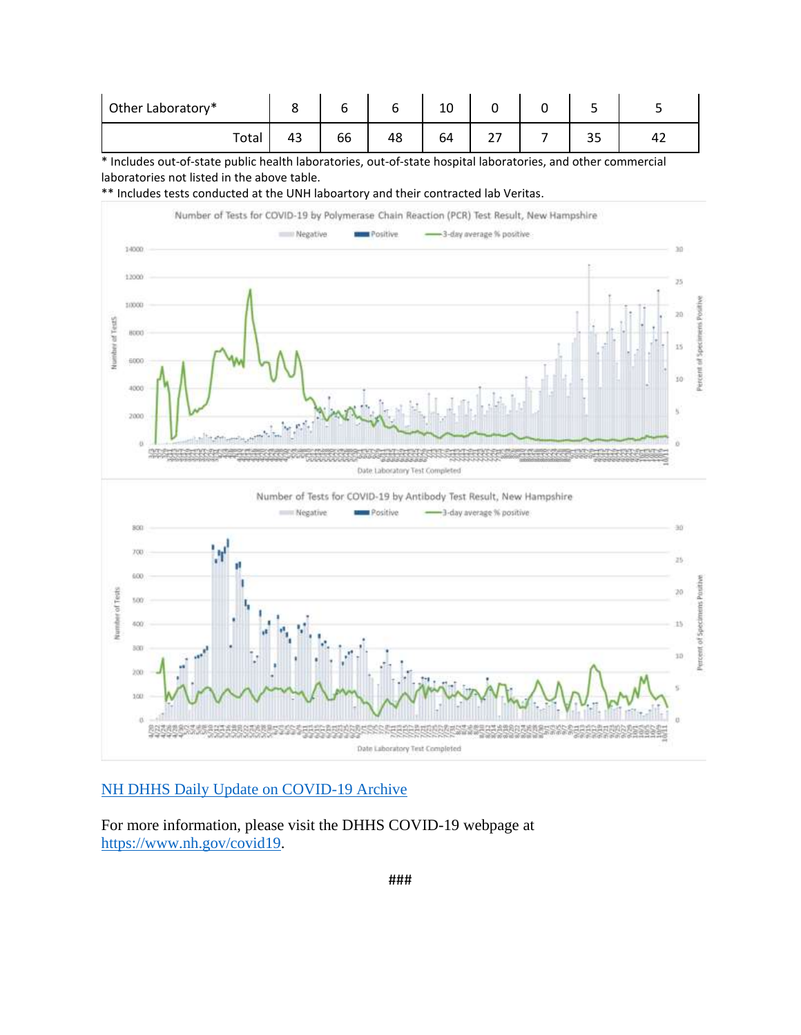| | | | | | | | | |
|---|---|---|---|---|---|---|---|---|
| Other Laboratory* | 8 | 6 | 6 | 10 | 0 | 0 | 5 | 5 |
| Total | 43 | 66 | 48 | 64 | 27 | 7 | 35 | 42 |

\* Includes out-of-state public health laboratories, out-of-state hospital laboratories, and other commercial laboratories not listed in the above table.

** Includes tests conducted at the UNH laboartory and their contracted lab Veritas.

Number of Tests for COVID-19 by Polymerase Chain Reaction (PCR) Test Result, New Hampshire

Negative
Positive
3-day average % positive

Number of Tests
Percent of Specimens Positive
Date Laboratory Test Completed

Number of Tests for COVID-19 by Antibody Test Result, New Hampshire

Negative
Positive
3-day average % positive

Number of Tests
Percent of Specimens Positive
Date Laboratory Test Completed

[NH DHHS Daily Update on COVID-19 Archive](https://www.nh.gov/covid19)

For more information, please visit the DHHS COVID-19 webpage at [https://www.nh.gov/covid19](https://www.nh.gov/covid19).

###